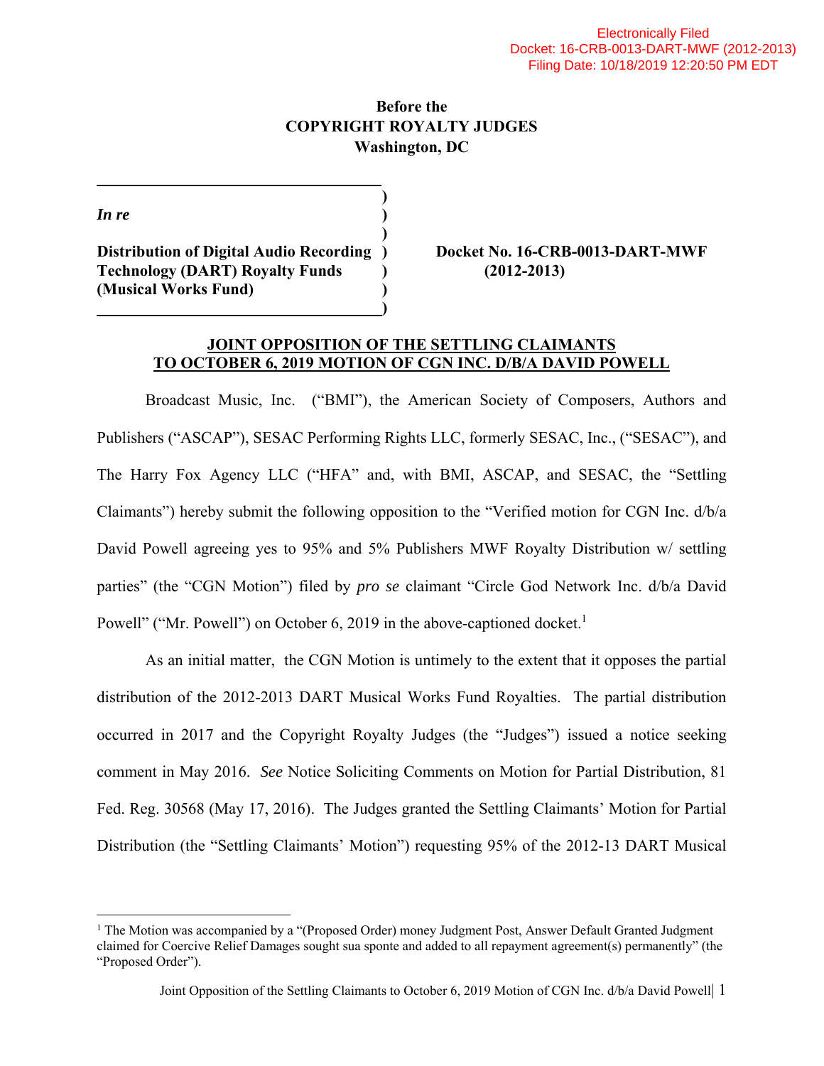Electronically Filed
Docket: 16-CRB-0013-DART-MWF (2012-2013)
Filing Date: 10/18/2019 12:20:50 PM EDT

**Before the**
**COPYRIGHT ROYALTY JUDGES**
**Washington, DC**

| | |
|---|---|
| ***In re*** | |
| **Distribution of Digital Audio Recording Technology (DART) Royalty Funds (Musical Works Fund)** | **Docket No. 16-CRB-0013-DART-MWF (2012-2013)** |

**JOINT OPPOSITION OF THE SETTLING CLAIMANTS TO OCTOBER 6, 2019 MOTION OF CGN INC. D/B/A DAVID POWELL**

Broadcast Music, Inc. ("BMI"), the American Society of Composers, Authors and Publishers ("ASCAP"), SESAC Performing Rights LLC, formerly SESAC, Inc., ("SESAC"), and The Harry Fox Agency LLC ("HFA" and, with BMI, ASCAP, and SESAC, the "Settling Claimants") hereby submit the following opposition to the "Verified motion for CGN Inc. d/b/a David Powell agreeing yes to 95% and 5% Publishers MWF Royalty Distribution w/ settling parties" (the "CGN Motion") filed by *pro se* claimant "Circle God Network Inc. d/b/a David Powell" ("Mr. Powell") on October 6, 2019 in the above-captioned docket.[1]

As an initial matter, the CGN Motion is untimely to the extent that it opposes the partial distribution of the 2012-2013 DART Musical Works Fund Royalties. The partial distribution occurred in 2017 and the Copyright Royalty Judges (the "Judges") issued a notice seeking comment in May 2016. *See* Notice Soliciting Comments on Motion for Partial Distribution, 81 Fed. Reg. 30568 (May 17, 2016). The Judges granted the Settling Claimants' Motion for Partial Distribution (the "Settling Claimants' Motion") requesting 95% of the 2012-13 DART Musical

[1] The Motion was accompanied by a "(Proposed Order) money Judgment Post, Answer Default Granted Judgment claimed for Coercive Relief Damages sought sua sponte and added to all repayment agreement(s) permanently" (the "Proposed Order").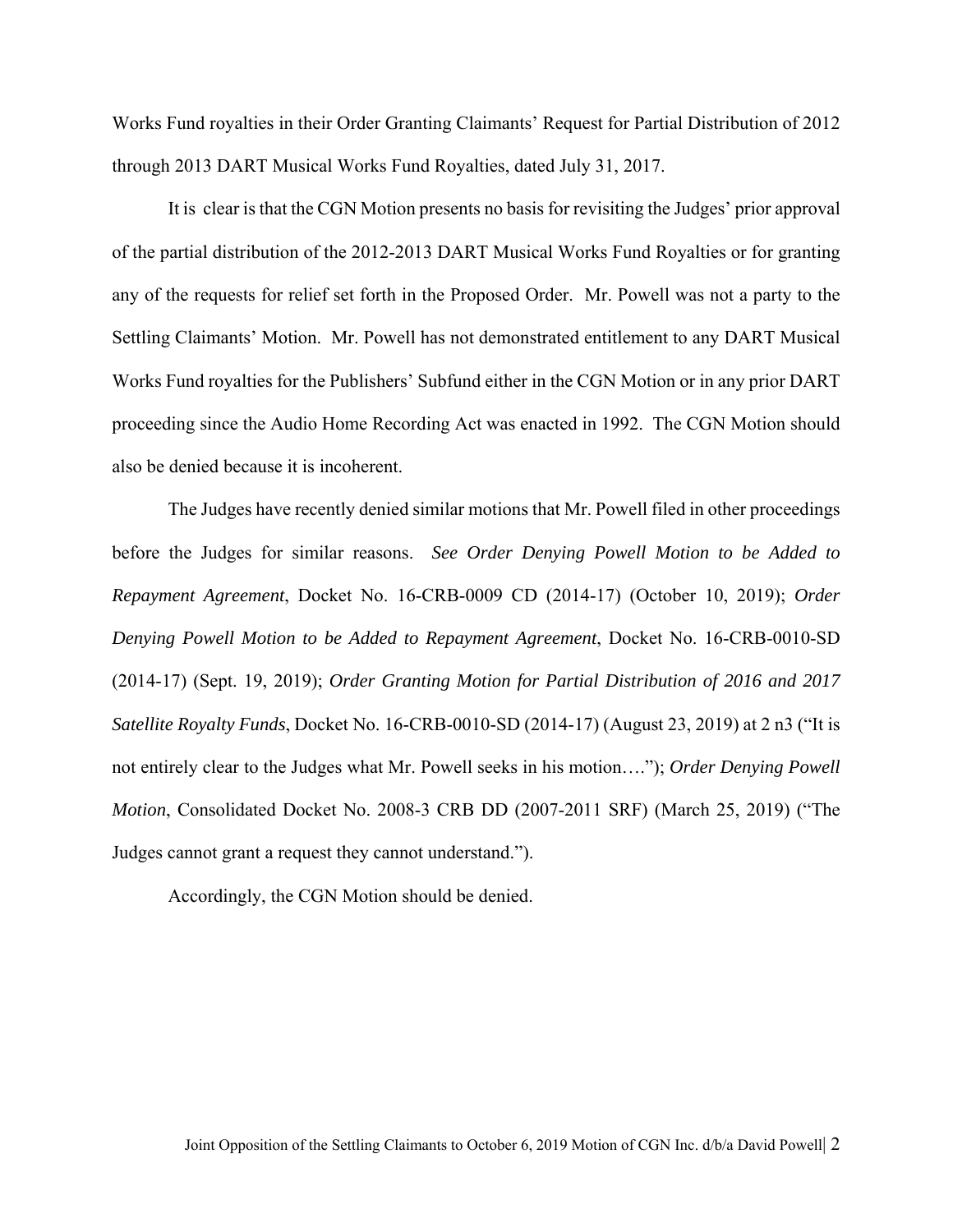Works Fund royalties in their Order Granting Claimants' Request for Partial Distribution of 2012 through 2013 DART Musical Works Fund Royalties, dated July 31, 2017.

It is clear is that the CGN Motion presents no basis for revisiting the Judges' prior approval of the partial distribution of the 2012-2013 DART Musical Works Fund Royalties or for granting any of the requests for relief set forth in the Proposed Order. Mr. Powell was not a party to the Settling Claimants' Motion. Mr. Powell has not demonstrated entitlement to any DART Musical Works Fund royalties for the Publishers' Subfund either in the CGN Motion or in any prior DART proceeding since the Audio Home Recording Act was enacted in 1992. The CGN Motion should also be denied because it is incoherent.

The Judges have recently denied similar motions that Mr. Powell filed in other proceedings before the Judges for similar reasons. *See Order Denying Powell Motion to be Added to Repayment Agreement*, Docket No. 16-CRB-0009 CD (2014-17) (October 10, 2019); *Order Denying Powell Motion to be Added to Repayment Agreement*, Docket No. 16-CRB-0010-SD (2014-17) (Sept. 19, 2019); *Order Granting Motion for Partial Distribution of 2016 and 2017 Satellite Royalty Funds*, Docket No. 16-CRB-0010-SD (2014-17) (August 23, 2019) at 2 n3 ("It is not entirely clear to the Judges what Mr. Powell seeks in his motion…."); *Order Denying Powell Motion*, Consolidated Docket No. 2008-3 CRB DD (2007-2011 SRF) (March 25, 2019) ("The Judges cannot grant a request they cannot understand.").

Accordingly, the CGN Motion should be denied.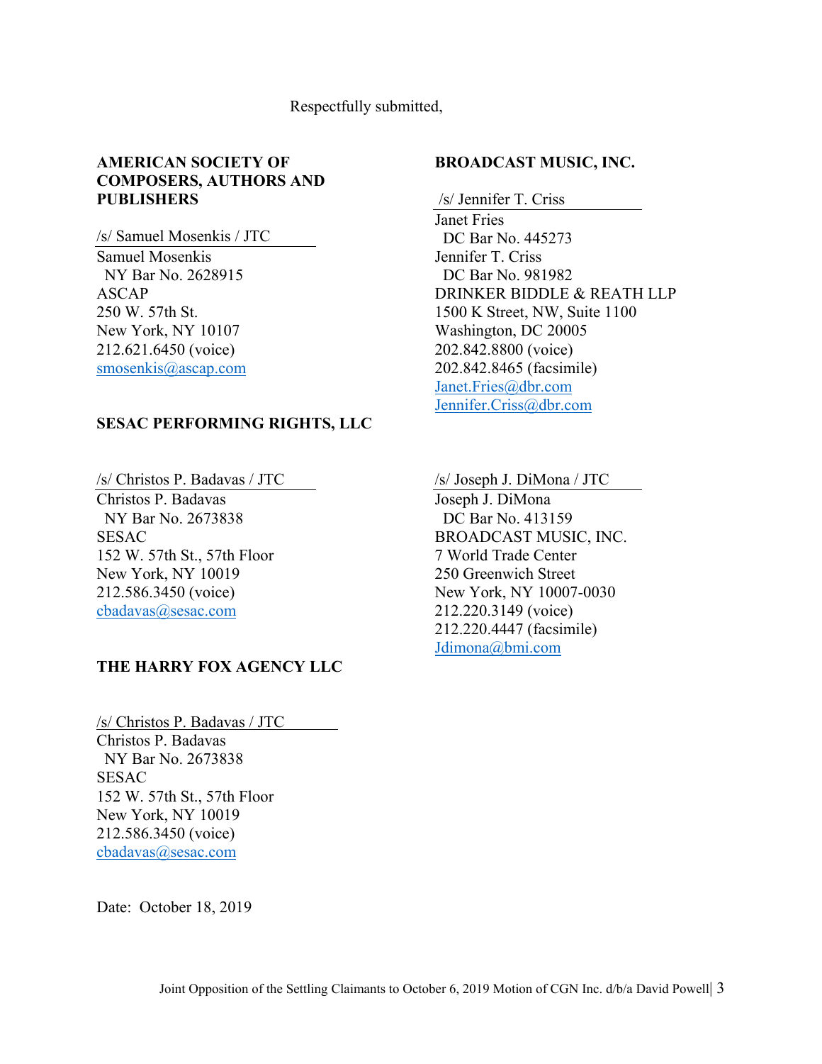Respectfully submitted,

**AMERICAN SOCIETY OF COMPOSERS, AUTHORS AND PUBLISHERS**

/s/ Samuel Mosenkis / JTC
Samuel Mosenkis
NY Bar No. 2628915
ASCAP
250 W. 57th St.
New York, NY 10107
212.621.6450 (voice)
smosenkis@ascap.com

**BROADCAST MUSIC, INC.**

/s/ Jennifer T. Criss
Janet Fries
DC Bar No. 445273
Jennifer T. Criss
DC Bar No. 981982
DRINKER BIDDLE & REATH LLP
1500 K Street, NW, Suite 1100
Washington, DC 20005
202.842.8800 (voice)
202.842.8465 (facsimile)
Janet.Fries@dbr.com
Jennifer.Criss@dbr.com

/s/ Joseph J. DiMona / JTC
Joseph J. DiMona
DC Bar No. 413159
BROADCAST MUSIC, INC.
7 World Trade Center
250 Greenwich Street
New York, NY 10007-0030
212.220.3149 (voice)
212.220.4447 (facsimile)
Jdimona@bmi.com

**SESAC PERFORMING RIGHTS, LLC**

/s/ Christos P. Badavas / JTC
Christos P. Badavas
NY Bar No. 2673838
SESAC
152 W. 57th St., 57th Floor
New York, NY 10019
212.586.3450 (voice)
cbadavas@sesac.com

**THE HARRY FOX AGENCY LLC**

/s/ Christos P. Badavas / JTC
Christos P. Badavas
NY Bar No. 2673838
SESAC
152 W. 57th St., 57th Floor
New York, NY 10019
212.586.3450 (voice)
cbadavas@sesac.com

Date: October 18, 2019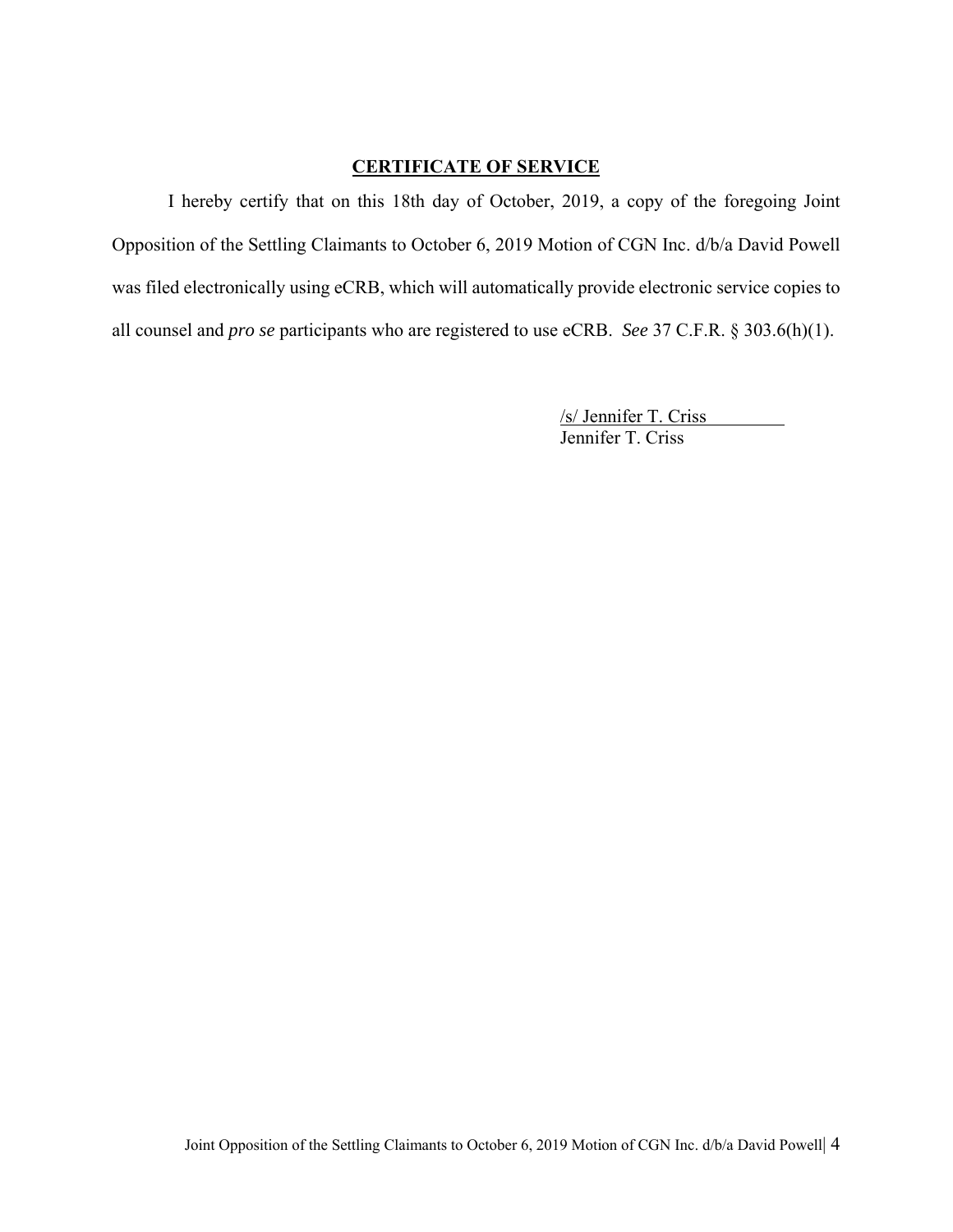## CERTIFICATE OF SERVICE

I hereby certify that on this 18th day of October, 2019, a copy of the foregoing Joint Opposition of the Settling Claimants to October 6, 2019 Motion of CGN Inc. d/b/a David Powell was filed electronically using eCRB, which will automatically provide electronic service copies to all counsel and *pro se* participants who are registered to use eCRB. *See* 37 C.F.R. § 303.6(h)(1).

/s/ Jennifer T. Criss
Jennifer T. Criss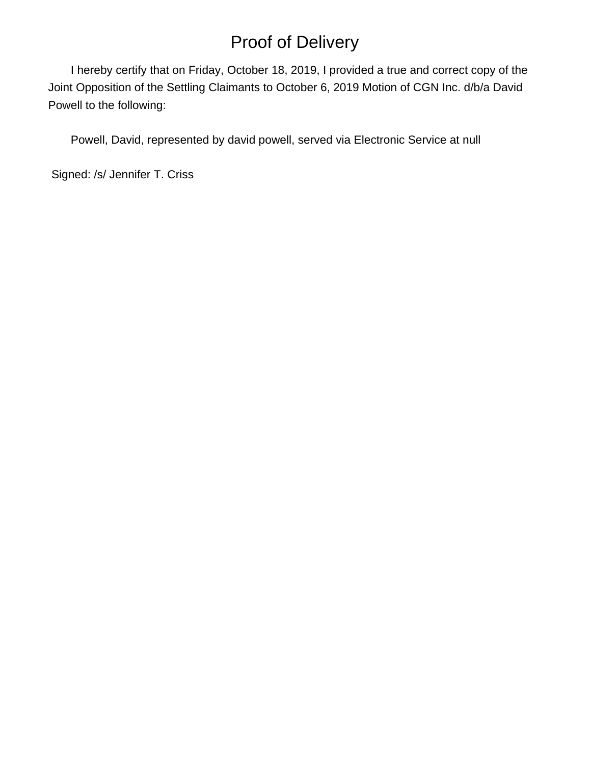# Proof of Delivery

I hereby certify that on Friday, October 18, 2019, I provided a true and correct copy of the Joint Opposition of the Settling Claimants to October 6, 2019 Motion of CGN Inc. d/b/a David Powell to the following:

Powell, David, represented by david powell, served via Electronic Service at null

Signed: /s/ Jennifer T. Criss